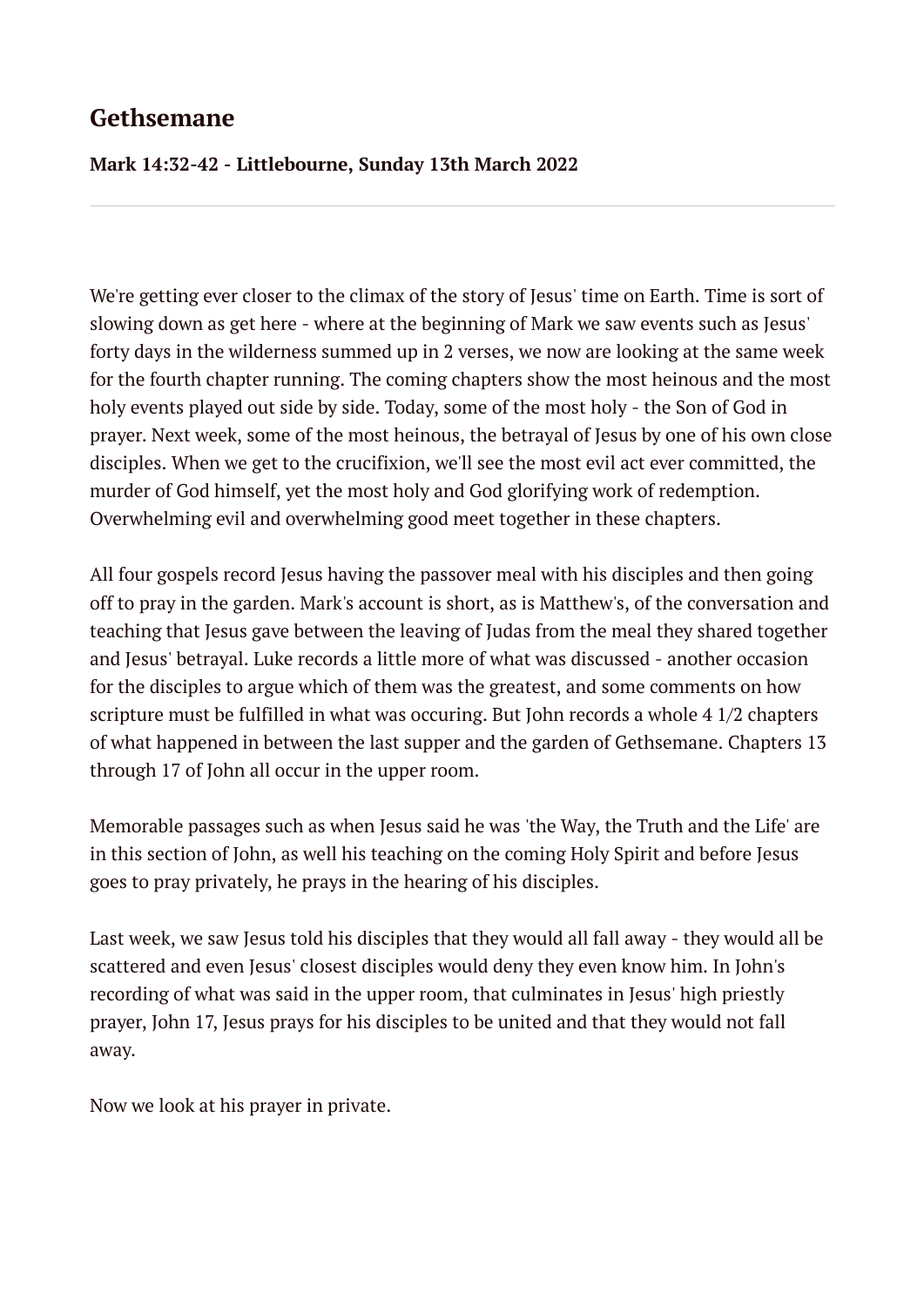# Gethsemane

**Mark 14:32-42 - Littlebourne, Sunday 13th March 2022**

---

We're getting ever closer to the climax of the story of Jesus' time on Earth. Time is sort of slowing down as get here - where at the beginning of Mark we saw events such as Jesus' forty days in the wilderness summed up in 2 verses, we now are looking at the same week for the fourth chapter running. The coming chapters show the most heinous and the most holy events played out side by side. Today, some of the most holy - the Son of God in prayer. Next week, some of the most heinous, the betrayal of Jesus by one of his own close disciples. When we get to the crucifixion, we'll see the most evil act ever committed, the murder of God himself, yet the most holy and God glorifying work of redemption. Overwhelming evil and overwhelming good meet together in these chapters.

All four gospels record Jesus having the passover meal with his disciples and then going off to pray in the garden. Mark's account is short, as is Matthew's, of the conversation and teaching that Jesus gave between the leaving of Judas from the meal they shared together and Jesus' betrayal. Luke records a little more of what was discussed - another occasion for the disciples to argue which of them was the greatest, and some comments on how scripture must be fulfilled in what was occuring. But John records a whole 4 1/2 chapters of what happened in between the last supper and the garden of Gethsemane. Chapters 13 through 17 of John all occur in the upper room.

Memorable passages such as when Jesus said he was 'the Way, the Truth and the Life' are in this section of John, as well his teaching on the coming Holy Spirit and before Jesus goes to pray privately, he prays in the hearing of his disciples.

Last week, we saw Jesus told his disciples that they would all fall away - they would all be scattered and even Jesus' closest disciples would deny they even know him. In John's recording of what was said in the upper room, that culminates in Jesus' high priestly prayer, John 17, Jesus prays for his disciples to be united and that they would not fall away.

Now we look at his prayer in private.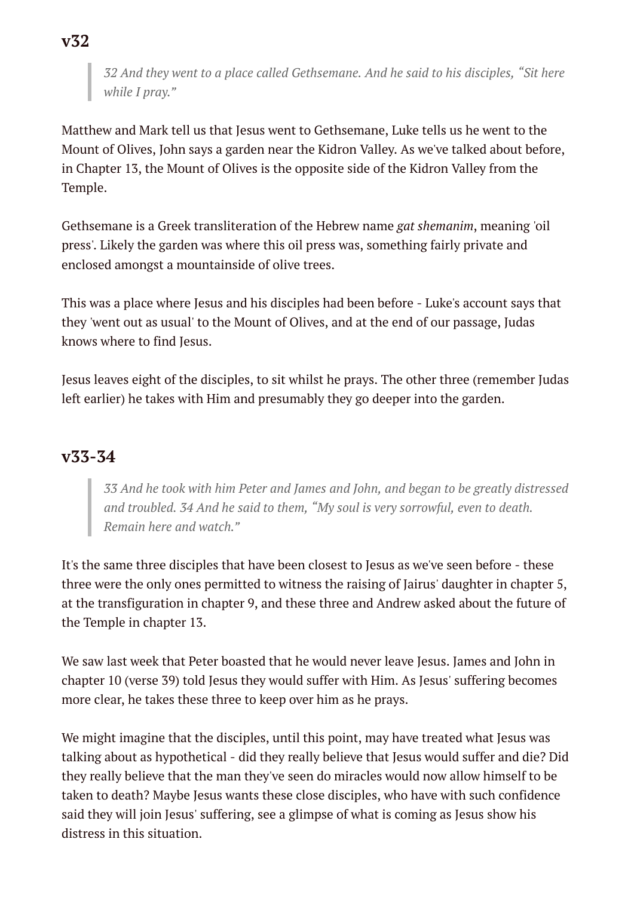## v32

> *32 And they went to a place called Gethsemane. And he said to his disciples, "Sit here while I pray."*

Matthew and Mark tell us that Jesus went to Gethsemane, Luke tells us he went to the Mount of Olives, John says a garden near the Kidron Valley. As we've talked about before, in Chapter 13, the Mount of Olives is the opposite side of the Kidron Valley from the Temple.

Gethsemane is a Greek transliteration of the Hebrew name *gat shemanim*, meaning 'oil press'. Likely the garden was where this oil press was, something fairly private and enclosed amongst a mountainside of olive trees.

This was a place where Jesus and his disciples had been before - Luke's account says that they 'went out as usual' to the Mount of Olives, and at the end of our passage, Judas knows where to find Jesus.

Jesus leaves eight of the disciples, to sit whilst he prays. The other three (remember Judas left earlier) he takes with Him and presumably they go deeper into the garden.

## v33-34

> *33 And he took with him Peter and James and John, and began to be greatly distressed and troubled. 34 And he said to them, "My soul is very sorrowful, even to death. Remain here and watch."*

It's the same three disciples that have been closest to Jesus as we've seen before - these three were the only ones permitted to witness the raising of Jairus' daughter in chapter 5, at the transfiguration in chapter 9, and these three and Andrew asked about the future of the Temple in chapter 13.

We saw last week that Peter boasted that he would never leave Jesus. James and John in chapter 10 (verse 39) told Jesus they would suffer with Him. As Jesus' suffering becomes more clear, he takes these three to keep over him as he prays.

We might imagine that the disciples, until this point, may have treated what Jesus was talking about as hypothetical - did they really believe that Jesus would suffer and die? Did they really believe that the man they've seen do miracles would now allow himself to be taken to death? Maybe Jesus wants these close disciples, who have with such confidence said they will join Jesus' suffering, see a glimpse of what is coming as Jesus show his distress in this situation.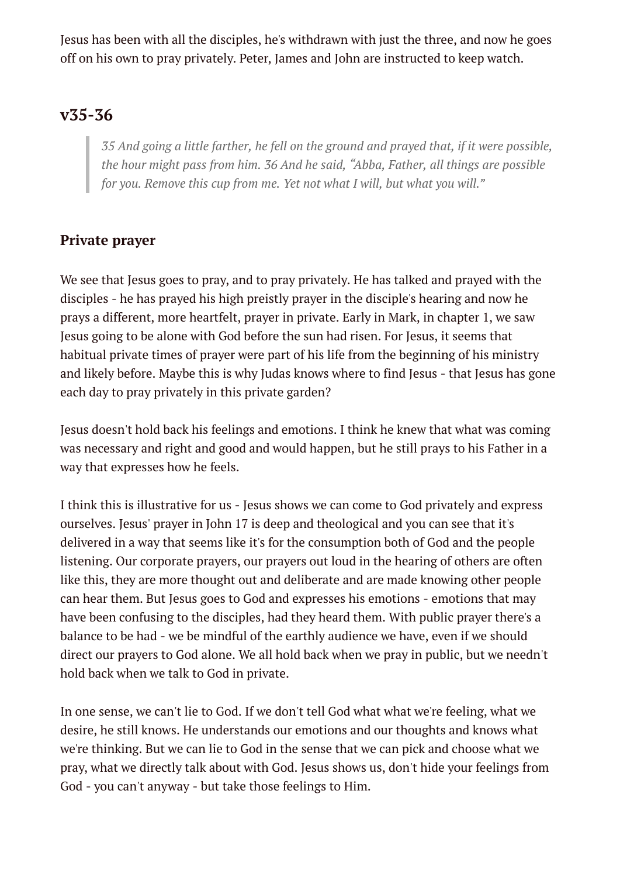Jesus has been with all the disciples, he's withdrawn with just the three, and now he goes off on his own to pray privately. Peter, James and John are instructed to keep watch.

## v35-36

> *35 And going a little farther, he fell on the ground and prayed that, if it were possible, the hour might pass from him. 36 And he said, "Abba, Father, all things are possible for you. Remove this cup from me. Yet not what I will, but what you will."*

### Private prayer

We see that Jesus goes to pray, and to pray privately. He has talked and prayed with the disciples - he has prayed his high preistly prayer in the disciple's hearing and now he prays a different, more heartfelt, prayer in private. Early in Mark, in chapter 1, we saw Jesus going to be alone with God before the sun had risen. For Jesus, it seems that habitual private times of prayer were part of his life from the beginning of his ministry and likely before. Maybe this is why Judas knows where to find Jesus - that Jesus has gone each day to pray privately in this private garden?

Jesus doesn't hold back his feelings and emotions. I think he knew that what was coming was necessary and right and good and would happen, but he still prays to his Father in a way that expresses how he feels.

I think this is illustrative for us - Jesus shows we can come to God privately and express ourselves. Jesus' prayer in John 17 is deep and theological and you can see that it's delivered in a way that seems like it's for the consumption both of God and the people listening. Our corporate prayers, our prayers out loud in the hearing of others are often like this, they are more thought out and deliberate and are made knowing other people can hear them. But Jesus goes to God and expresses his emotions - emotions that may have been confusing to the disciples, had they heard them. With public prayer there's a balance to be had - we be mindful of the earthly audience we have, even if we should direct our prayers to God alone. We all hold back when we pray in public, but we needn't hold back when we talk to God in private.

In one sense, we can't lie to God. If we don't tell God what what we're feeling, what we desire, he still knows. He understands our emotions and our thoughts and knows what we're thinking. But we can lie to God in the sense that we can pick and choose what we pray, what we directly talk about with God. Jesus shows us, don't hide your feelings from God - you can't anyway - but take those feelings to Him.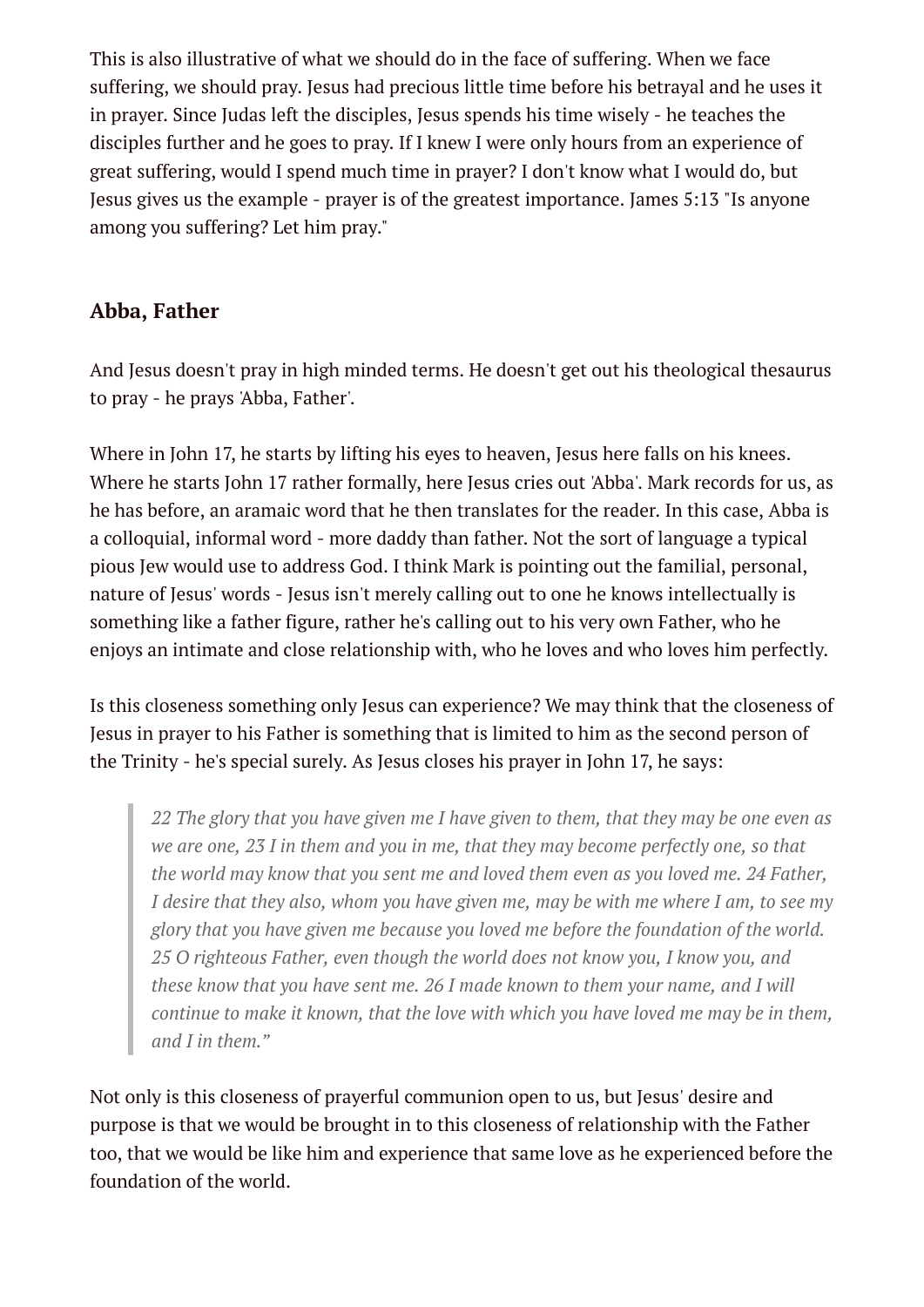This is also illustrative of what we should do in the face of suffering. When we face suffering, we should pray. Jesus had precious little time before his betrayal and he uses it in prayer. Since Judas left the disciples, Jesus spends his time wisely - he teaches the disciples further and he goes to pray. If I knew I were only hours from an experience of great suffering, would I spend much time in prayer? I don't know what I would do, but Jesus gives us the example - prayer is of the greatest importance. James 5:13 "Is anyone among you suffering? Let him pray."

### Abba, Father

And Jesus doesn't pray in high minded terms. He doesn't get out his theological thesaurus to pray - he prays 'Abba, Father'.

Where in John 17, he starts by lifting his eyes to heaven, Jesus here falls on his knees. Where he starts John 17 rather formally, here Jesus cries out 'Abba'. Mark records for us, as he has before, an aramaic word that he then translates for the reader. In this case, Abba is a colloquial, informal word - more daddy than father. Not the sort of language a typical pious Jew would use to address God. I think Mark is pointing out the familial, personal, nature of Jesus' words - Jesus isn't merely calling out to one he knows intellectually is something like a father figure, rather he's calling out to his very own Father, who he enjoys an intimate and close relationship with, who he loves and who loves him perfectly.

Is this closeness something only Jesus can experience? We may think that the closeness of Jesus in prayer to his Father is something that is limited to him as the second person of the Trinity - he's special surely. As Jesus closes his prayer in John 17, he says:

> *22 The glory that you have given me I have given to them, that they may be one even as we are one, 23 I in them and you in me, that they may become perfectly one, so that the world may know that you sent me and loved them even as you loved me. 24 Father, I desire that they also, whom you have given me, may be with me where I am, to see my glory that you have given me because you loved me before the foundation of the world. 25 O righteous Father, even though the world does not know you, I know you, and these know that you have sent me. 26 I made known to them your name, and I will continue to make it known, that the love with which you have loved me may be in them, and I in them."*

Not only is this closeness of prayerful communion open to us, but Jesus' desire and purpose is that we would be brought in to this closeness of relationship with the Father too, that we would be like him and experience that same love as he experienced before the foundation of the world.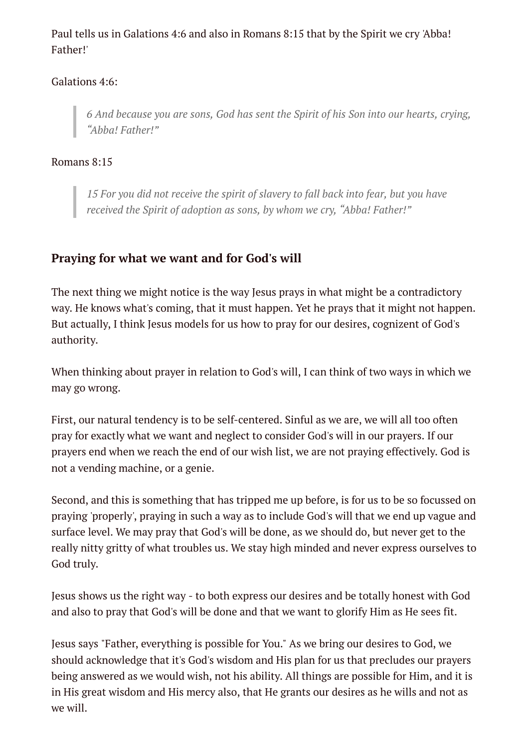Paul tells us in Galations 4:6 and also in Romans 8:15 that by the Spirit we cry 'Abba! Father!'

Galations 4:6:

> *6 And because you are sons, God has sent the Spirit of his Son into our hearts, crying, "Abba! Father!"*

Romans 8:15

> *15 For you did not receive the spirit of slavery to fall back into fear, but you have received the Spirit of adoption as sons, by whom we cry, "Abba! Father!"*

### Praying for what we want and for God's will

The next thing we might notice is the way Jesus prays in what might be a contradictory way. He knows what's coming, that it must happen. Yet he prays that it might not happen. But actually, I think Jesus models for us how to pray for our desires, cognizent of God's authority.

When thinking about prayer in relation to God's will, I can think of two ways in which we may go wrong.

First, our natural tendency is to be self-centered. Sinful as we are, we will all too often pray for exactly what we want and neglect to consider God's will in our prayers. If our prayers end when we reach the end of our wish list, we are not praying effectively. God is not a vending machine, or a genie.

Second, and this is something that has tripped me up before, is for us to be so focussed on praying 'properly', praying in such a way as to include God's will that we end up vague and surface level. We may pray that God's will be done, as we should do, but never get to the really nitty gritty of what troubles us. We stay high minded and never express ourselves to God truly.

Jesus shows us the right way - to both express our desires and be totally honest with God and also to pray that God's will be done and that we want to glorify Him as He sees fit.

Jesus says "Father, everything is possible for You." As we bring our desires to God, we should acknowledge that it's God's wisdom and His plan for us that precludes our prayers being answered as we would wish, not his ability. All things are possible for Him, and it is in His great wisdom and His mercy also, that He grants our desires as he wills and not as we will.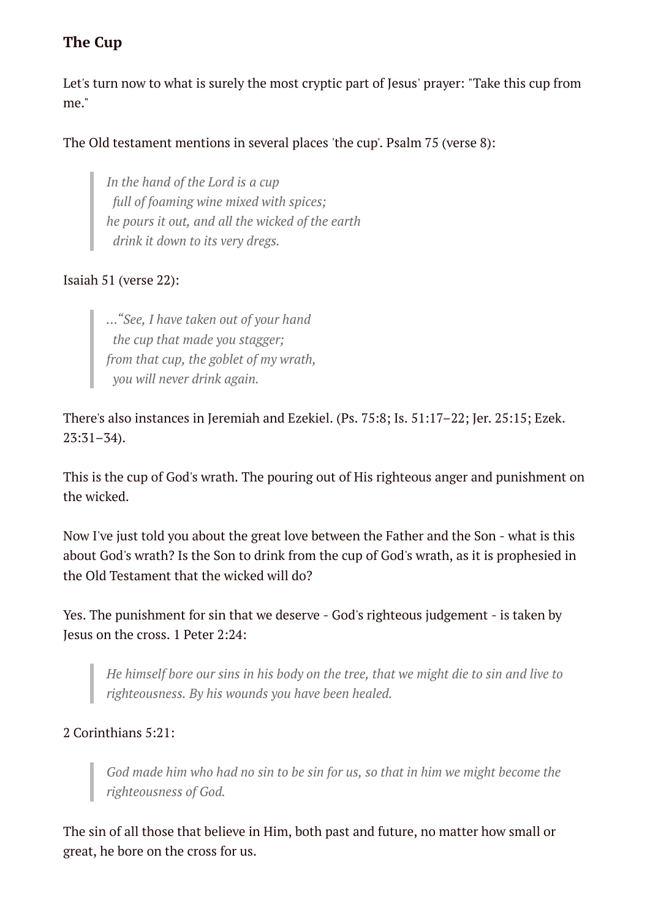### The Cup

Let's turn now to what is surely the most cryptic part of Jesus' prayer: "Take this cup from me."

The Old testament mentions in several places 'the cup'. Psalm 75 (verse 8):

> *In the hand of the Lord is a cup*
> *full of foaming wine mixed with spices;*
> *he pours it out, and all the wicked of the earth*
> *drink it down to its very dregs.*

Isaiah 51 (verse 22):

> *…"See, I have taken out of your hand*
> *the cup that made you stagger;*
> *from that cup, the goblet of my wrath,*
> *you will never drink again.*

There's also instances in Jeremiah and Ezekiel. (Ps. 75:8; Is. 51:17–22; Jer. 25:15; Ezek. 23:31–34).

This is the cup of God's wrath. The pouring out of His righteous anger and punishment on the wicked.

Now I've just told you about the great love between the Father and the Son - what is this about God's wrath? Is the Son to drink from the cup of God's wrath, as it is prophesied in the Old Testament that the wicked will do?

Yes. The punishment for sin that we deserve - God's righteous judgement - is taken by Jesus on the cross. 1 Peter 2:24:

> *He himself bore our sins in his body on the tree, that we might die to sin and live to righteousness. By his wounds you have been healed.*

2 Corinthians 5:21:

> *God made him who had no sin to be sin for us, so that in him we might become the righteousness of God.*

The sin of all those that believe in Him, both past and future, no matter how small or great, he bore on the cross for us.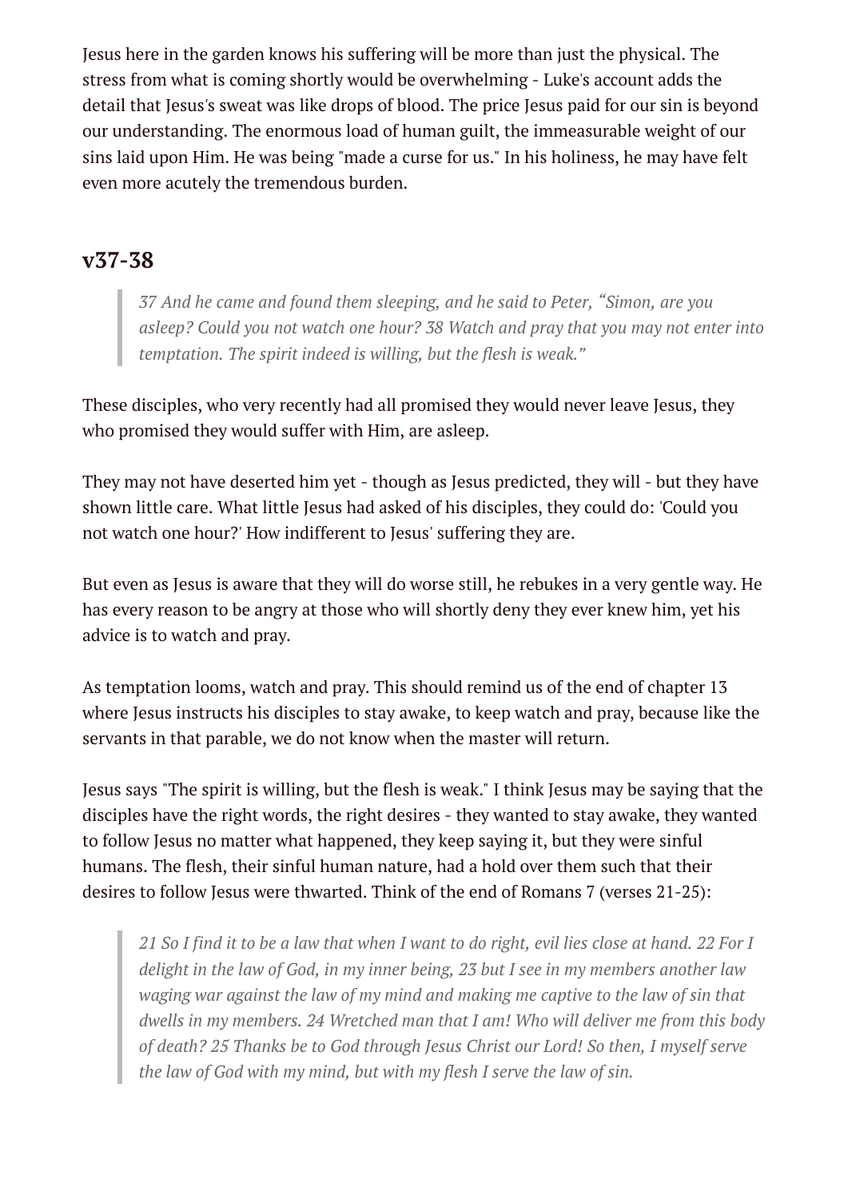Jesus here in the garden knows his suffering will be more than just the physical. The stress from what is coming shortly would be overwhelming - Luke's account adds the detail that Jesus's sweat was like drops of blood. The price Jesus paid for our sin is beyond our understanding. The enormous load of human guilt, the immeasurable weight of our sins laid upon Him. He was being "made a curse for us." In his holiness, he may have felt even more acutely the tremendous burden.

## v37-38

> *37 And he came and found them sleeping, and he said to Peter, "Simon, are you asleep? Could you not watch one hour? 38 Watch and pray that you may not enter into temptation. The spirit indeed is willing, but the flesh is weak."*

These disciples, who very recently had all promised they would never leave Jesus, they who promised they would suffer with Him, are asleep.

They may not have deserted him yet - though as Jesus predicted, they will - but they have shown little care. What little Jesus had asked of his disciples, they could do: 'Could you not watch one hour?' How indifferent to Jesus' suffering they are.

But even as Jesus is aware that they will do worse still, he rebukes in a very gentle way. He has every reason to be angry at those who will shortly deny they ever knew him, yet his advice is to watch and pray.

As temptation looms, watch and pray. This should remind us of the end of chapter 13 where Jesus instructs his disciples to stay awake, to keep watch and pray, because like the servants in that parable, we do not know when the master will return.

Jesus says "The spirit is willing, but the flesh is weak." I think Jesus may be saying that the disciples have the right words, the right desires - they wanted to stay awake, they wanted to follow Jesus no matter what happened, they keep saying it, but they were sinful humans. The flesh, their sinful human nature, had a hold over them such that their desires to follow Jesus were thwarted. Think of the end of Romans 7 (verses 21-25):

> *21 So I find it to be a law that when I want to do right, evil lies close at hand. 22 For I delight in the law of God, in my inner being, 23 but I see in my members another law waging war against the law of my mind and making me captive to the law of sin that dwells in my members. 24 Wretched man that I am! Who will deliver me from this body of death? 25 Thanks be to God through Jesus Christ our Lord! So then, I myself serve the law of God with my mind, but with my flesh I serve the law of sin.*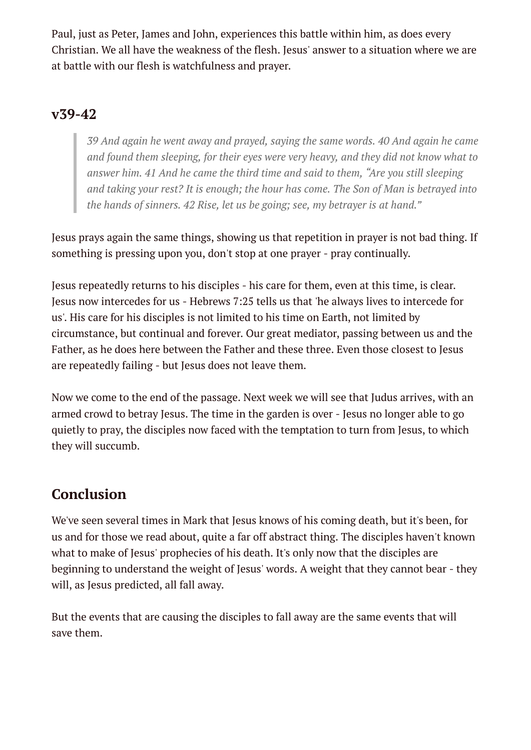Paul, just as Peter, James and John, experiences this battle within him, as does every Christian. We all have the weakness of the flesh. Jesus' answer to a situation where we are at battle with our flesh is watchfulness and prayer.

## v39-42

> *39 And again he went away and prayed, saying the same words. 40 And again he came and found them sleeping, for their eyes were very heavy, and they did not know what to answer him. 41 And he came the third time and said to them, "Are you still sleeping and taking your rest? It is enough; the hour has come. The Son of Man is betrayed into the hands of sinners. 42 Rise, let us be going; see, my betrayer is at hand."*

Jesus prays again the same things, showing us that repetition in prayer is not bad thing. If something is pressing upon you, don't stop at one prayer - pray continually.

Jesus repeatedly returns to his disciples - his care for them, even at this time, is clear. Jesus now intercedes for us - Hebrews 7:25 tells us that 'he always lives to intercede for us'. His care for his disciples is not limited to his time on Earth, not limited by circumstance, but continual and forever. Our great mediator, passing between us and the Father, as he does here between the Father and these three. Even those closest to Jesus are repeatedly failing - but Jesus does not leave them.

Now we come to the end of the passage. Next week we will see that Judus arrives, with an armed crowd to betray Jesus. The time in the garden is over - Jesus no longer able to go quietly to pray, the disciples now faced with the temptation to turn from Jesus, to which they will succumb.

## Conclusion

We've seen several times in Mark that Jesus knows of his coming death, but it's been, for us and for those we read about, quite a far off abstract thing. The disciples haven't known what to make of Jesus' prophecies of his death. It's only now that the disciples are beginning to understand the weight of Jesus' words. A weight that they cannot bear - they will, as Jesus predicted, all fall away.

But the events that are causing the disciples to fall away are the same events that will save them.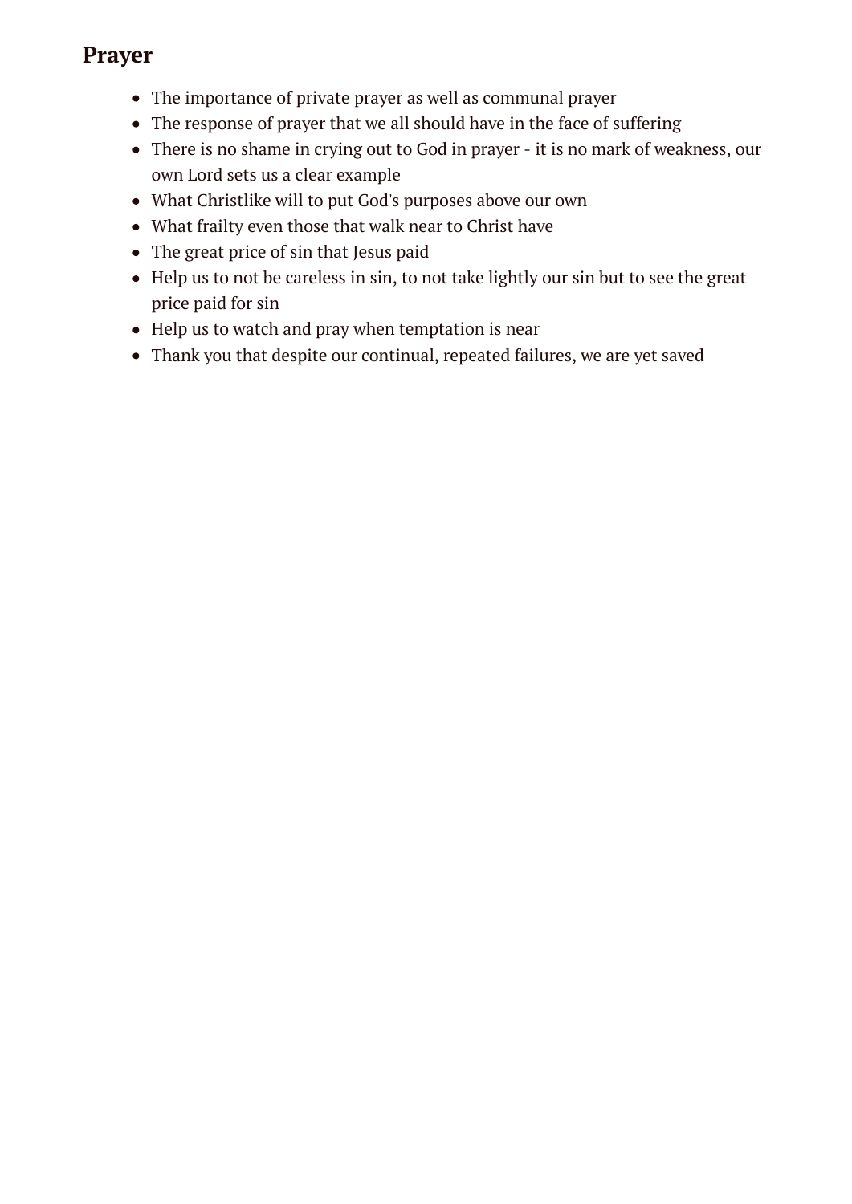## Prayer

- The importance of private prayer as well as communal prayer
- The response of prayer that we all should have in the face of suffering
- There is no shame in crying out to God in prayer - it is no mark of weakness, our own Lord sets us a clear example
- What Christlike will to put God's purposes above our own
- What frailty even those that walk near to Christ have
- The great price of sin that Jesus paid
- Help us to not be careless in sin, to not take lightly our sin but to see the great price paid for sin
- Help us to watch and pray when temptation is near
- Thank you that despite our continual, repeated failures, we are yet saved